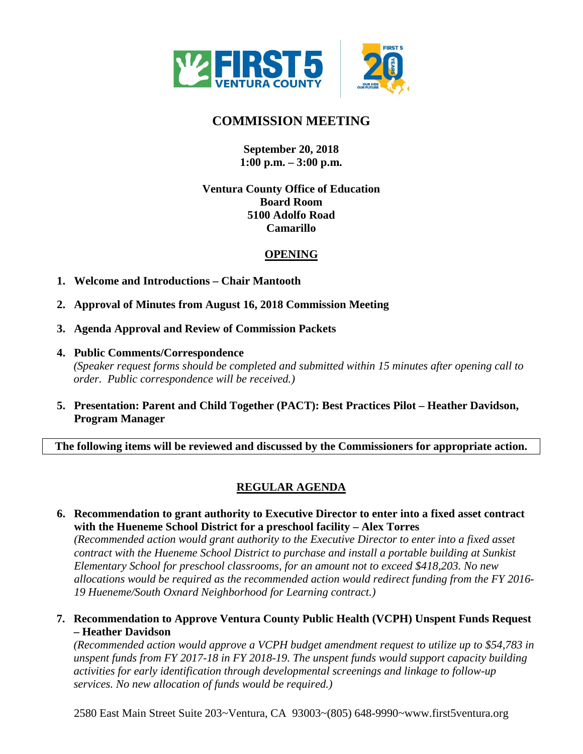# COMMISSION MEETING

**September 20, 2018**
**1:00 p.m. – 3:00 p.m.**

**Ventura County Office of Education**
**Board Room**
**5100 Adolfo Road**
**Camarillo**

## OPENING

1. **Welcome and Introductions – Chair Mantooth**

2. **Approval of Minutes from August 16, 2018 Commission Meeting**

3. **Agenda Approval and Review of Commission Packets**

4. **Public Comments/Correspondence**
   *(Speaker request forms should be completed and submitted within 15 minutes after opening call to order. Public correspondence will be received.)*

5. **Presentation: Parent and Child Together (PACT): Best Practices Pilot – Heather Davidson, Program Manager**

**The following items will be reviewed and discussed by the Commissioners for appropriate action.**

## REGULAR AGENDA

6. **Recommendation to grant authority to Executive Director to enter into a fixed asset contract with the Hueneme School District for a preschool facility – Alex Torres**
   *(Recommended action would grant authority to the Executive Director to enter into a fixed asset contract with the Hueneme School District to purchase and install a portable building at Sunkist Elementary School for preschool classrooms, for an amount not to exceed $418,203. No new allocations would be required as the recommended action would redirect funding from the FY 2016-19 Hueneme/South Oxnard Neighborhood for Learning contract.)*

7. **Recommendation to Approve Ventura County Public Health (VCPH) Unspent Funds Request – Heather Davidson**
   *(Recommended action would approve a VCPH budget amendment request to utilize up to $54,783 in unspent funds from FY 2017-18 in FY 2018-19. The unspent funds would support capacity building activities for early identification through developmental screenings and linkage to follow-up services. No new allocation of funds would be required.)*

2580 East Main Street Suite 203~Ventura, CA 93003~(805) 648-9990~www.first5ventura.org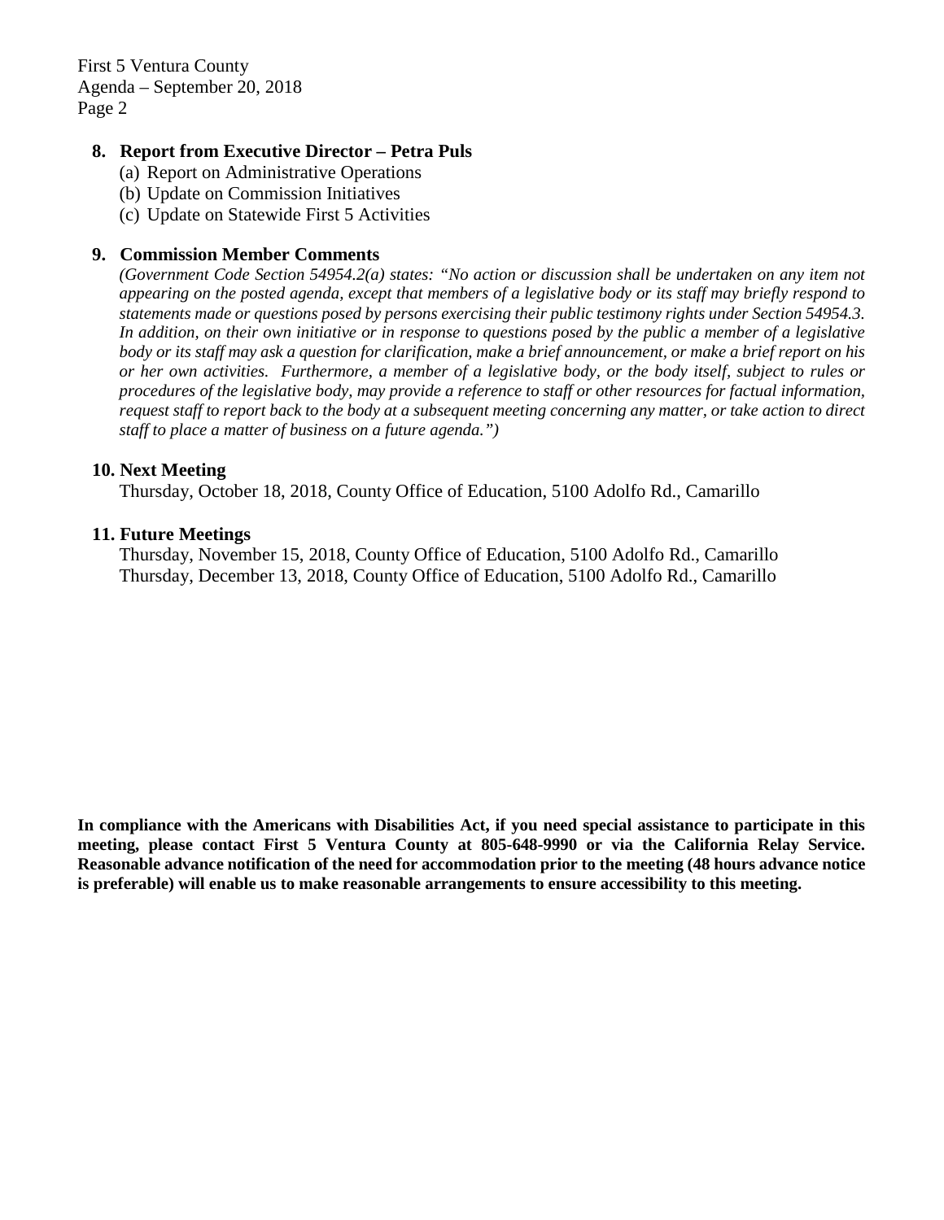**8. Report from Executive Director – Petra Puls**

(a) Report on Administrative Operations
(b) Update on Commission Initiatives
(c) Update on Statewide First 5 Activities

**9. Commission Member Comments**

*(Government Code Section 54954.2(a) states: "No action or discussion shall be undertaken on any item not appearing on the posted agenda, except that members of a legislative body or its staff may briefly respond to statements made or questions posed by persons exercising their public testimony rights under Section 54954.3. In addition, on their own initiative or in response to questions posed by the public a member of a legislative body or its staff may ask a question for clarification, make a brief announcement, or make a brief report on his or her own activities. Furthermore, a member of a legislative body, or the body itself, subject to rules or procedures of the legislative body, may provide a reference to staff or other resources for factual information, request staff to report back to the body at a subsequent meeting concerning any matter, or take action to direct staff to place a matter of business on a future agenda.")*

**10. Next Meeting**

Thursday, October 18, 2018, County Office of Education, 5100 Adolfo Rd., Camarillo

**11. Future Meetings**

Thursday, November 15, 2018, County Office of Education, 5100 Adolfo Rd., Camarillo
Thursday, December 13, 2018, County Office of Education, 5100 Adolfo Rd., Camarillo

**In compliance with the Americans with Disabilities Act, if you need special assistance to participate in this meeting, please contact First 5 Ventura County at 805-648-9990 or via the California Relay Service. Reasonable advance notification of the need for accommodation prior to the meeting (48 hours advance notice is preferable) will enable us to make reasonable arrangements to ensure accessibility to this meeting.**